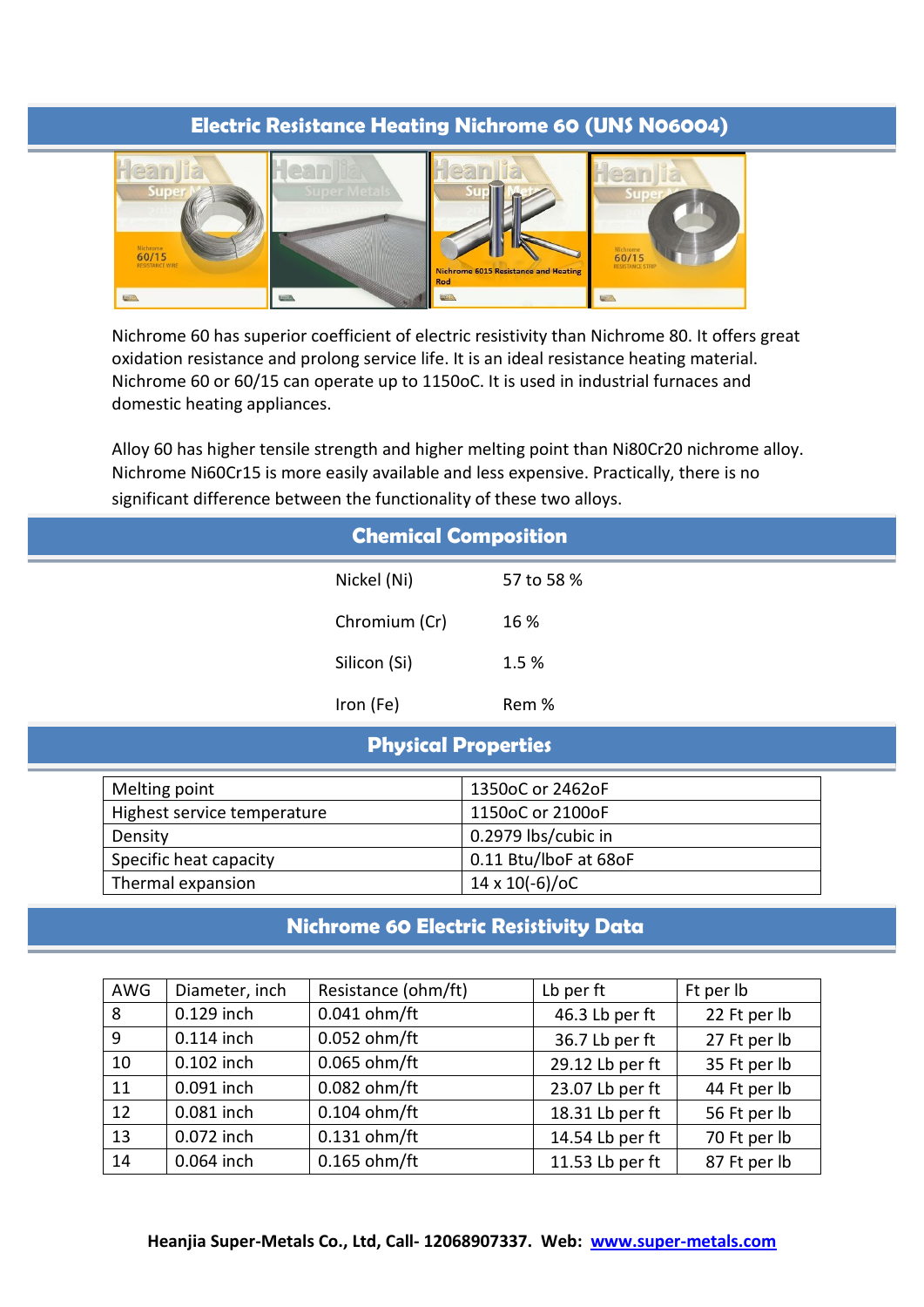## Electric Resistance Heating Nichrome 60 (UNS N06004)

Nichrome 60 has superior coefficient of electric resistivity than Nichrome 80. It offers great oxidation resistance and prolong service life. It is an ideal resistance heating material. Nichrome 60 or 60/15 can operate up to 1150oC. It is used in industrial furnaces and domestic heating appliances.

Alloy 60 has higher tensile strength and higher melting point than Ni80Cr20 nichrome alloy. Nichrome Ni60Cr15 is more easily available and less expensive. Practically, there is no significant difference between the functionality of these two alloys.

## Chemical Composition

| | |
|---|---|
| Nickel (Ni) | 57 to 58 % |
| Chromium (Cr) | 16 % |
| Silicon (Si) | 1.5 % |
| Iron (Fe) | Rem % |

## Physical Properties

| | |
|---|---|
| Melting point | 1350oC or 2462oF |
| Highest service temperature | 1150oC or 2100oF |
| Density | 0.2979 lbs/cubic in |
| Specific heat capacity | 0.11 Btu/lboF at 68oF |
| Thermal expansion | 14 x 10(-6)/oC |

## Nichrome 60 Electric Resistivity Data

| AWG | Diameter, inch | Resistance (ohm/ft) | Lb per ft | Ft per lb |
|---|---|---|---|---|
| 8 | 0.129 inch | 0.041 ohm/ft | 46.3 Lb per ft | 22 Ft per lb |
| 9 | 0.114 inch | 0.052 ohm/ft | 36.7 Lb per ft | 27 Ft per lb |
| 10 | 0.102 inch | 0.065 ohm/ft | 29.12 Lb per ft | 35 Ft per lb |
| 11 | 0.091 inch | 0.082 ohm/ft | 23.07 Lb per ft | 44 Ft per lb |
| 12 | 0.081 inch | 0.104 ohm/ft | 18.31 Lb per ft | 56 Ft per lb |
| 13 | 0.072 inch | 0.131 ohm/ft | 14.54 Lb per ft | 70 Ft per lb |
| 14 | 0.064 inch | 0.165 ohm/ft | 11.53 Lb per ft | 87 Ft per lb |

**Heanjia Super-Metals Co., Ltd, Call- 12068907337. Web: [www.super-metals.com](www.super-metals.com)**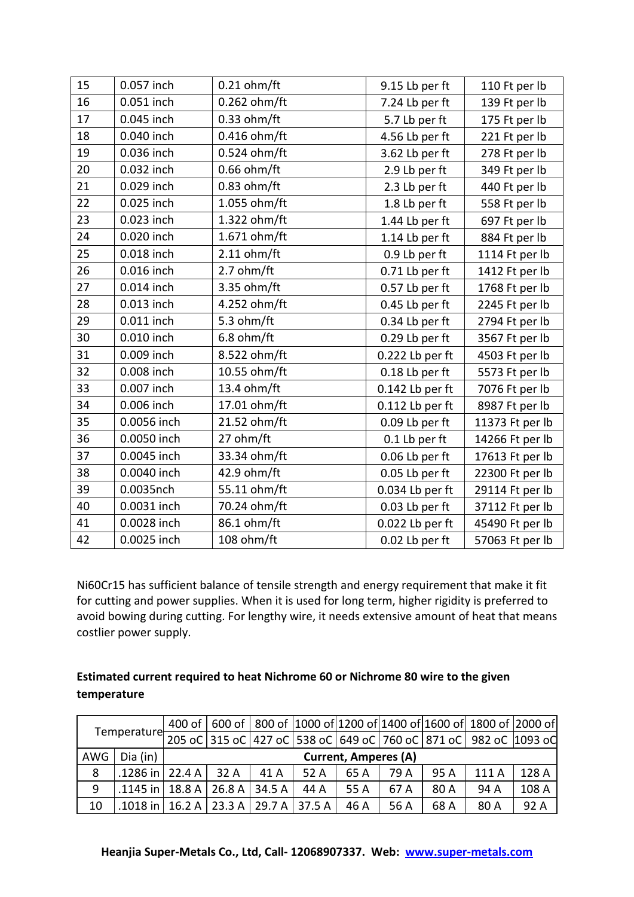| | | | | |
|---|---|---|---|---|
| 15 | 0.057 inch | 0.21 ohm/ft | 9.15 Lb per ft | 110 Ft per lb |
| 16 | 0.051 inch | 0.262 ohm/ft | 7.24 Lb per ft | 139 Ft per lb |
| 17 | 0.045 inch | 0.33 ohm/ft | 5.7 Lb per ft | 175 Ft per lb |
| 18 | 0.040 inch | 0.416 ohm/ft | 4.56 Lb per ft | 221 Ft per lb |
| 19 | 0.036 inch | 0.524 ohm/ft | 3.62 Lb per ft | 278 Ft per lb |
| 20 | 0.032 inch | 0.66 ohm/ft | 2.9 Lb per ft | 349 Ft per lb |
| 21 | 0.029 inch | 0.83 ohm/ft | 2.3 Lb per ft | 440 Ft per lb |
| 22 | 0.025 inch | 1.055 ohm/ft | 1.8 Lb per ft | 558 Ft per lb |
| 23 | 0.023 inch | 1.322 ohm/ft | 1.44 Lb per ft | 697 Ft per lb |
| 24 | 0.020 inch | 1.671 ohm/ft | 1.14 Lb per ft | 884 Ft per lb |
| 25 | 0.018 inch | 2.11 ohm/ft | 0.9 Lb per ft | 1114 Ft per lb |
| 26 | 0.016 inch | 2.7 ohm/ft | 0.71 Lb per ft | 1412 Ft per lb |
| 27 | 0.014 inch | 3.35 ohm/ft | 0.57 Lb per ft | 1768 Ft per lb |
| 28 | 0.013 inch | 4.252 ohm/ft | 0.45 Lb per ft | 2245 Ft per lb |
| 29 | 0.011 inch | 5.3 ohm/ft | 0.34 Lb per ft | 2794 Ft per lb |
| 30 | 0.010 inch | 6.8 ohm/ft | 0.29 Lb per ft | 3567 Ft per lb |
| 31 | 0.009 inch | 8.522 ohm/ft | 0.222 Lb per ft | 4503 Ft per lb |
| 32 | 0.008 inch | 10.55 ohm/ft | 0.18 Lb per ft | 5573 Ft per lb |
| 33 | 0.007 inch | 13.4 ohm/ft | 0.142 Lb per ft | 7076 Ft per lb |
| 34 | 0.006 inch | 17.01 ohm/ft | 0.112 Lb per ft | 8987 Ft per lb |
| 35 | 0.0056 inch | 21.52 ohm/ft | 0.09 Lb per ft | 11373 Ft per lb |
| 36 | 0.0050 inch | 27 ohm/ft | 0.1 Lb per ft | 14266 Ft per lb |
| 37 | 0.0045 inch | 33.34 ohm/ft | 0.06 Lb per ft | 17613 Ft per lb |
| 38 | 0.0040 inch | 42.9 ohm/ft | 0.05 Lb per ft | 22300 Ft per lb |
| 39 | 0.0035nch | 55.11 ohm/ft | 0.034 Lb per ft | 29114 Ft per lb |
| 40 | 0.0031 inch | 70.24 ohm/ft | 0.03 Lb per ft | 37112 Ft per lb |
| 41 | 0.0028 inch | 86.1 ohm/ft | 0.022 Lb per ft | 45490 Ft per lb |
| 42 | 0.0025 inch | 108 ohm/ft | 0.02 Lb per ft | 57063 Ft per lb |

Ni60Cr15 has sufficient balance of tensile strength and energy requirement that make it fit for cutting and power supplies. When it is used for long term, higher rigidity is preferred to avoid bowing during cutting. For lengthy wire, it needs extensive amount of heat that means costlier power supply.

**Estimated current required to heat Nichrome 60 or Nichrome 80 wire to the given temperature**

| Temperature | | 400 of 205 oC | 600 of 315 oC | 800 of 427 oC | 1000 of 538 oC | 1200 of 649 oC | 1400 of 760 oC | 1600 of 871 oC | 1800 of 982 oC | 2000 of 1093 oC |
|---|---|---|---|---|---|---|---|---|---|---|
| AWG | Dia (in) | **Current, Amperes (A)** | | | | | | | | |
| 8 | .1286 in | 22.4 A | 32 A | 41 A | 52 A | 65 A | 79 A | 95 A | 111 A | 128 A |
| 9 | .1145 in | 18.8 A | 26.8 A | 34.5 A | 44 A | 55 A | 67 A | 80 A | 94 A | 108 A |
| 10 | .1018 in | 16.2 A | 23.3 A | 29.7 A | 37.5 A | 46 A | 56 A | 68 A | 80 A | 92 A |

**Heanjia Super-Metals Co., Ltd, Call- 12068907337. Web: [www.super-metals.com](http://www.super-metals.com)**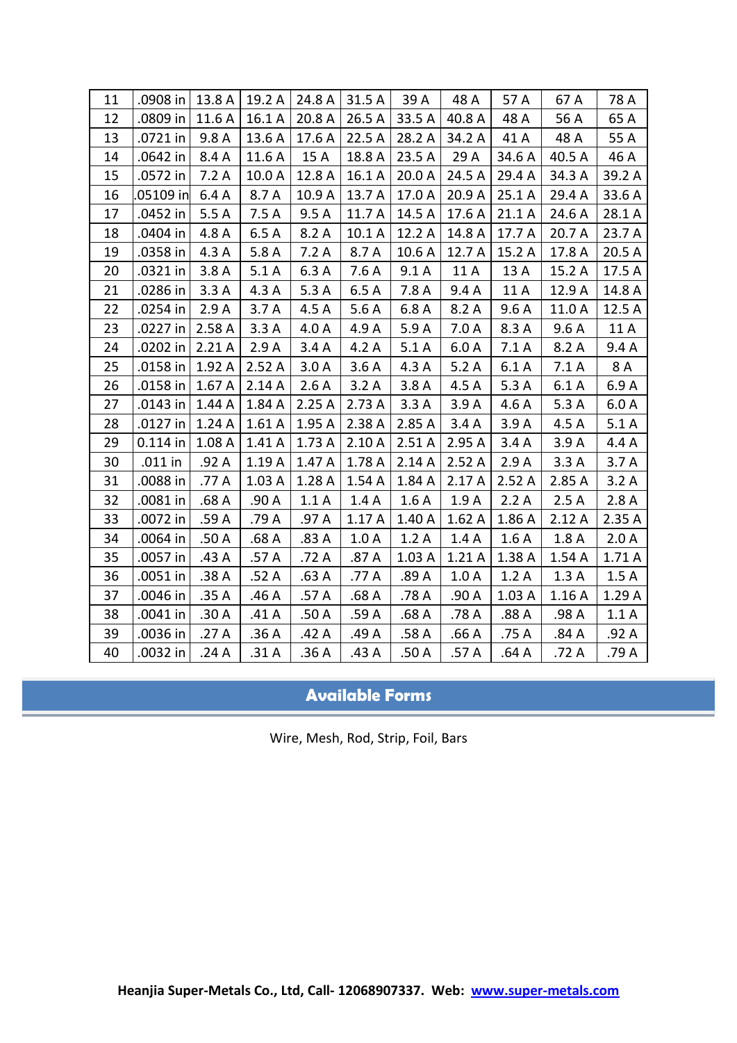| | | | | | | | | | | |
|---|---|---|---|---|---|---|---|---|---|---|
| 11 | .0908 in | 13.8 A | 19.2 A | 24.8 A | 31.5 A | 39 A | 48 A | 57 A | 67 A | 78 A |
| 12 | .0809 in | 11.6 A | 16.1 A | 20.8 A | 26.5 A | 33.5 A | 40.8 A | 48 A | 56 A | 65 A |
| 13 | .0721 in | 9.8 A | 13.6 A | 17.6 A | 22.5 A | 28.2 A | 34.2 A | 41 A | 48 A | 55 A |
| 14 | .0642 in | 8.4 A | 11.6 A | 15 A | 18.8 A | 23.5 A | 29 A | 34.6 A | 40.5 A | 46 A |
| 15 | .0572 in | 7.2 A | 10.0 A | 12.8 A | 16.1 A | 20.0 A | 24.5 A | 29.4 A | 34.3 A | 39.2 A |
| 16 | .05109 in | 6.4 A | 8.7 A | 10.9 A | 13.7 A | 17.0 A | 20.9 A | 25.1 A | 29.4 A | 33.6 A |
| 17 | .0452 in | 5.5 A | 7.5 A | 9.5 A | 11.7 A | 14.5 A | 17.6 A | 21.1 A | 24.6 A | 28.1 A |
| 18 | .0404 in | 4.8 A | 6.5 A | 8.2 A | 10.1 A | 12.2 A | 14.8 A | 17.7 A | 20.7 A | 23.7 A |
| 19 | .0358 in | 4.3 A | 5.8 A | 7.2 A | 8.7 A | 10.6 A | 12.7 A | 15.2 A | 17.8 A | 20.5 A |
| 20 | .0321 in | 3.8 A | 5.1 A | 6.3 A | 7.6 A | 9.1 A | 11 A | 13 A | 15.2 A | 17.5 A |
| 21 | .0286 in | 3.3 A | 4.3 A | 5.3 A | 6.5 A | 7.8 A | 9.4 A | 11 A | 12.9 A | 14.8 A |
| 22 | .0254 in | 2.9 A | 3.7 A | 4.5 A | 5.6 A | 6.8 A | 8.2 A | 9.6 A | 11.0 A | 12.5 A |
| 23 | .0227 in | 2.58 A | 3.3 A | 4.0 A | 4.9 A | 5.9 A | 7.0 A | 8.3 A | 9.6 A | 11 A |
| 24 | .0202 in | 2.21 A | 2.9 A | 3.4 A | 4.2 A | 5.1 A | 6.0 A | 7.1 A | 8.2 A | 9.4 A |
| 25 | .0158 in | 1.92 A | 2.52 A | 3.0 A | 3.6 A | 4.3 A | 5.2 A | 6.1 A | 7.1 A | 8 A |
| 26 | .0158 in | 1.67 A | 2.14 A | 2.6 A | 3.2 A | 3.8 A | 4.5 A | 5.3 A | 6.1 A | 6.9 A |
| 27 | .0143 in | 1.44 A | 1.84 A | 2.25 A | 2.73 A | 3.3 A | 3.9 A | 4.6 A | 5.3 A | 6.0 A |
| 28 | .0127 in | 1.24 A | 1.61 A | 1.95 A | 2.38 A | 2.85 A | 3.4 A | 3.9 A | 4.5 A | 5.1 A |
| 29 | 0.114 in | 1.08 A | 1.41 A | 1.73 A | 2.10 A | 2.51 A | 2.95 A | 3.4 A | 3.9 A | 4.4 A |
| 30 | .011 in | .92 A | 1.19 A | 1.47 A | 1.78 A | 2.14 A | 2.52 A | 2.9 A | 3.3 A | 3.7 A |
| 31 | .0088 in | .77 A | 1.03 A | 1.28 A | 1.54 A | 1.84 A | 2.17 A | 2.52 A | 2.85 A | 3.2 A |
| 32 | .0081 in | .68 A | .90 A | 1.1 A | 1.4 A | 1.6 A | 1.9 A | 2.2 A | 2.5 A | 2.8 A |
| 33 | .0072 in | .59 A | .79 A | .97 A | 1.17 A | 1.40 A | 1.62 A | 1.86 A | 2.12 A | 2.35 A |
| 34 | .0064 in | .50 A | .68 A | .83 A | 1.0 A | 1.2 A | 1.4 A | 1.6 A | 1.8 A | 2.0 A |
| 35 | .0057 in | .43 A | .57 A | .72 A | .87 A | 1.03 A | 1.21 A | 1.38 A | 1.54 A | 1.71 A |
| 36 | .0051 in | .38 A | .52 A | .63 A | .77 A | .89 A | 1.0 A | 1.2 A | 1.3 A | 1.5 A |
| 37 | .0046 in | .35 A | .46 A | .57 A | .68 A | .78 A | .90 A | 1.03 A | 1.16 A | 1.29 A |
| 38 | .0041 in | .30 A | .41 A | .50 A | .59 A | .68 A | .78 A | .88 A | .98 A | 1.1 A |
| 39 | .0036 in | .27 A | .36 A | .42 A | .49 A | .58 A | .66 A | .75 A | .84 A | .92 A |
| 40 | .0032 in | .24 A | .31 A | .36 A | .43 A | .50 A | .57 A | .64 A | .72 A | .79 A |

## Available Forms

Wire, Mesh, Rod, Strip, Foil, Bars

**Heanjia Super-Metals Co., Ltd, Call- 12068907337. Web: www.super-metals.com**